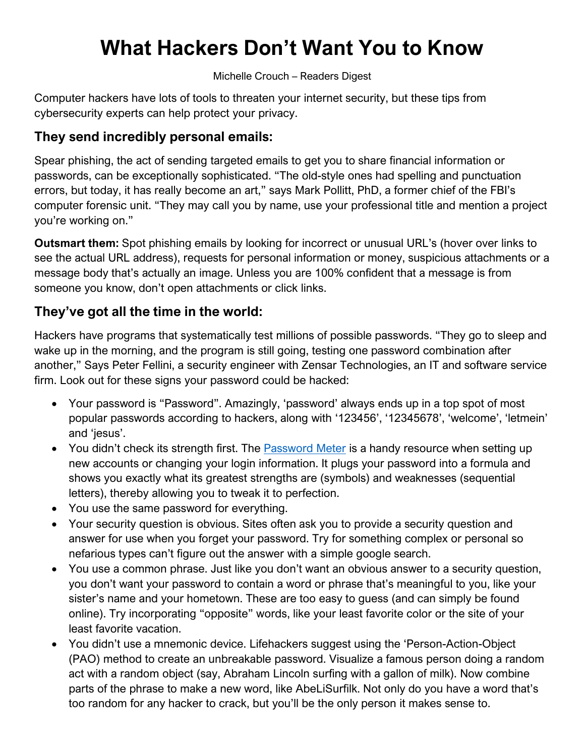# What Hackers Don't Want You to Know

Michelle Crouch – Readers Digest

Computer hackers have lots of tools to threaten your internet security, but these tips from cybersecurity experts can help protect your privacy.

## They send incredibly personal emails:

Spear phishing, the act of sending targeted emails to get you to share financial information or passwords, can be exceptionally sophisticated. "The old-style ones had spelling and punctuation errors, but today, it has really become an art," says Mark Pollitt, PhD, a former chief of the FBI's computer forensic unit. "They may call you by name, use your professional title and mention a project you're working on."

**Outsmart them:** Spot phishing emails by looking for incorrect or unusual URL's (hover over links to see the actual URL address), requests for personal information or money, suspicious attachments or a message body that's actually an image. Unless you are 100% confident that a message is from someone you know, don't open attachments or click links.

## They've got all the time in the world:

Hackers have programs that systematically test millions of possible passwords. "They go to sleep and wake up in the morning, and the program is still going, testing one password combination after another," Says Peter Fellini, a security engineer with Zensar Technologies, an IT and software service firm. Look out for these signs your password could be hacked:

- Your password is "Password". Amazingly, 'password' always ends up in a top spot of most popular passwords according to hackers, along with '123456', '12345678', 'welcome', 'letmein' and 'jesus'.
- You didn't check its strength first. The Password Meter is a handy resource when setting up new accounts or changing your login information. It plugs your password into a formula and shows you exactly what its greatest strengths are (symbols) and weaknesses (sequential letters), thereby allowing you to tweak it to perfection.
- You use the same password for everything.
- Your security question is obvious. Sites often ask you to provide a security question and answer for use when you forget your password. Try for something complex or personal so nefarious types can't figure out the answer with a simple google search.
- You use a common phrase. Just like you don't want an obvious answer to a security question, you don't want your password to contain a word or phrase that's meaningful to you, like your sister's name and your hometown. These are too easy to guess (and can simply be found online). Try incorporating "opposite" words, like your least favorite color or the site of your least favorite vacation.
- You didn't use a mnemonic device. Lifehackers suggest using the 'Person-Action-Object (PAO) method to create an unbreakable password. Visualize a famous person doing a random act with a random object (say, Abraham Lincoln surfing with a gallon of milk). Now combine parts of the phrase to make a new word, like AbeLiSurfilk. Not only do you have a word that's too random for any hacker to crack, but you'll be the only person it makes sense to.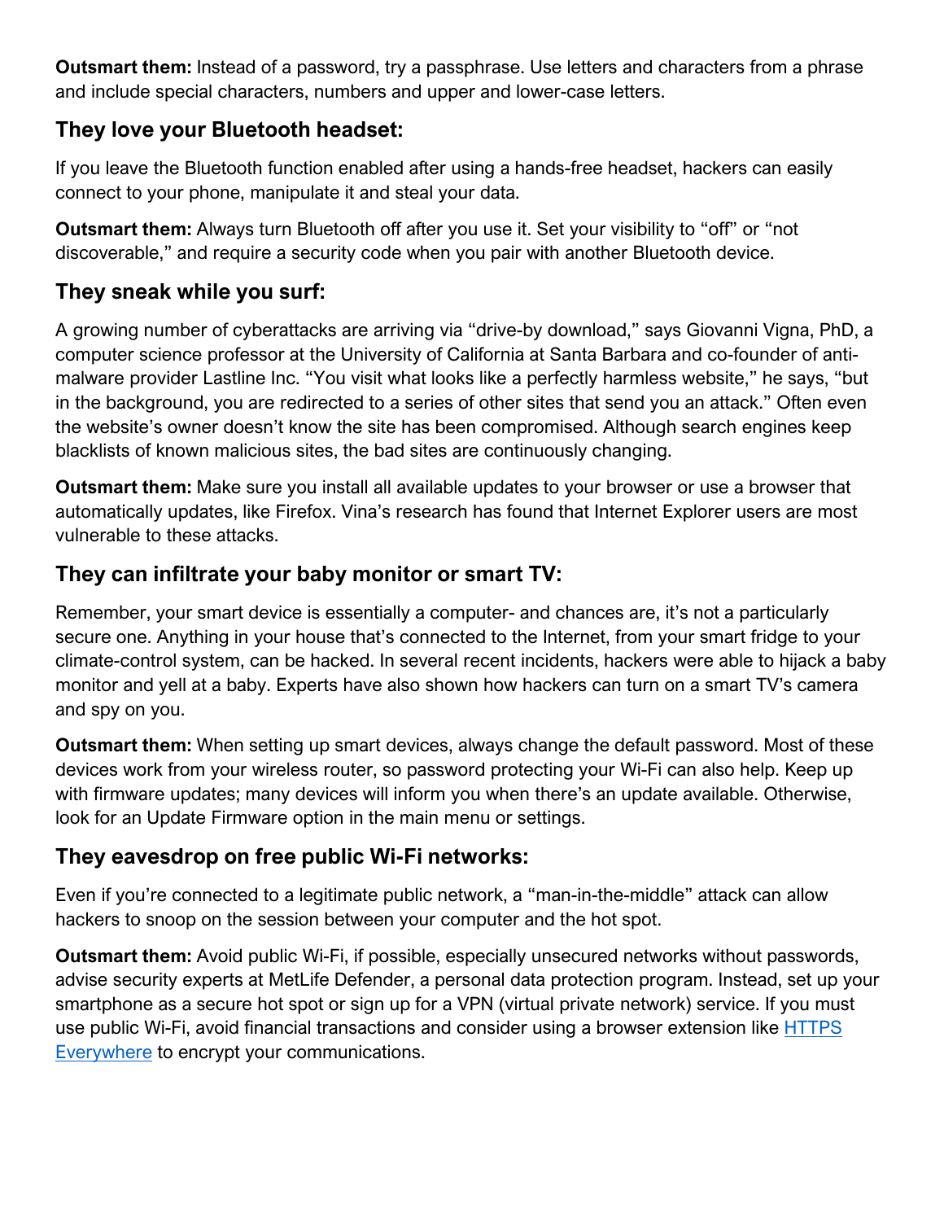**Outsmart them:** Instead of a password, try a passphrase. Use letters and characters from a phrase and include special characters, numbers and upper and lower-case letters.

## They love your Bluetooth headset:

If you leave the Bluetooth function enabled after using a hands-free headset, hackers can easily connect to your phone, manipulate it and steal your data.

**Outsmart them:** Always turn Bluetooth off after you use it. Set your visibility to “off” or “not discoverable,” and require a security code when you pair with another Bluetooth device.

## They sneak while you surf:

A growing number of cyberattacks are arriving via “drive-by download,” says Giovanni Vigna, PhD, a computer science professor at the University of California at Santa Barbara and co-founder of anti-malware provider Lastline Inc. “You visit what looks like a perfectly harmless website,” he says, “but in the background, you are redirected to a series of other sites that send you an attack.” Often even the website’s owner doesn’t know the site has been compromised. Although search engines keep blacklists of known malicious sites, the bad sites are continuously changing.

**Outsmart them:** Make sure you install all available updates to your browser or use a browser that automatically updates, like Firefox. Vina’s research has found that Internet Explorer users are most vulnerable to these attacks.

## They can infiltrate your baby monitor or smart TV:

Remember, your smart device is essentially a computer- and chances are, it’s not a particularly secure one. Anything in your house that’s connected to the Internet, from your smart fridge to your climate-control system, can be hacked. In several recent incidents, hackers were able to hijack a baby monitor and yell at a baby. Experts have also shown how hackers can turn on a smart TV’s camera and spy on you.

**Outsmart them:** When setting up smart devices, always change the default password. Most of these devices work from your wireless router, so password protecting your Wi-Fi can also help. Keep up with firmware updates; many devices will inform you when there’s an update available. Otherwise, look for an Update Firmware option in the main menu or settings.

## They eavesdrop on free public Wi-Fi networks:

Even if you’re connected to a legitimate public network, a “man-in-the-middle” attack can allow hackers to snoop on the session between your computer and the hot spot.

**Outsmart them:** Avoid public Wi-Fi, if possible, especially unsecured networks without passwords, advise security experts at MetLife Defender, a personal data protection program. Instead, set up your smartphone as a secure hot spot or sign up for a VPN (virtual private network) service. If you must use public Wi-Fi, avoid financial transactions and consider using a browser extension like HTTPS Everywhere to encrypt your communications.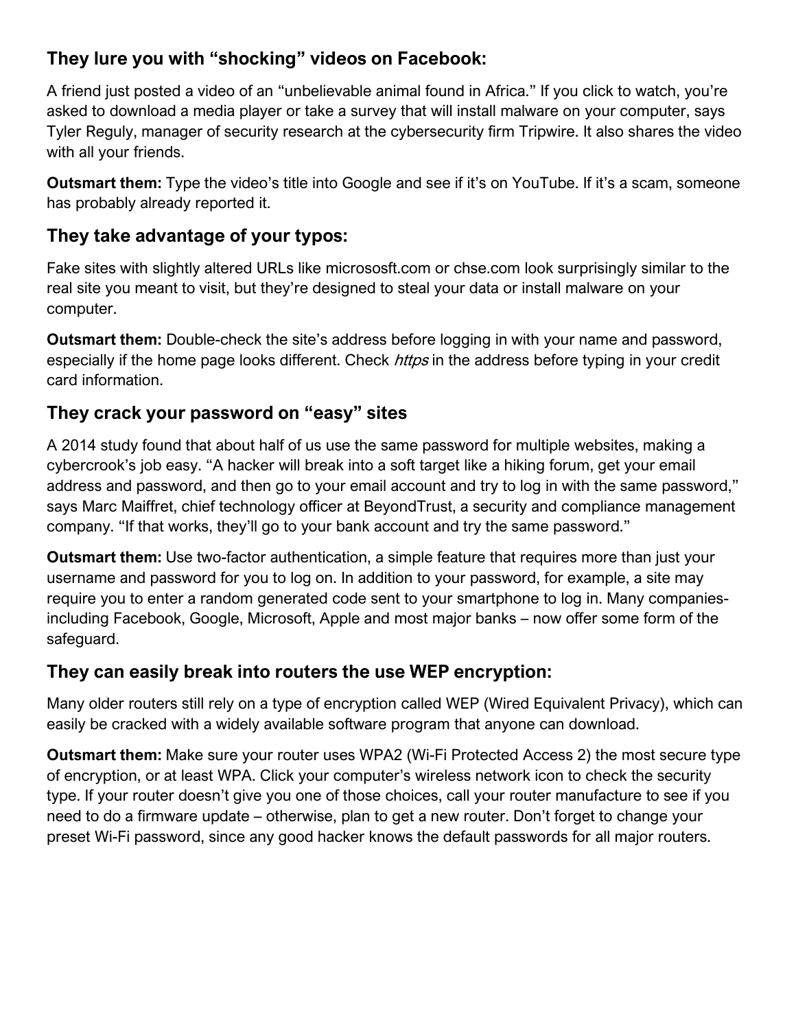### They lure you with "shocking" videos on Facebook:

A friend just posted a video of an "unbelievable animal found in Africa." If you click to watch, you're asked to download a media player or take a survey that will install malware on your computer, says Tyler Reguly, manager of security research at the cybersecurity firm Tripwire. It also shares the video with all your friends.

**Outsmart them:** Type the video's title into Google and see if it's on YouTube. If it's a scam, someone has probably already reported it.

### They take advantage of your typos:

Fake sites with slightly altered URLs like micrososft.com or chse.com look surprisingly similar to the real site you meant to visit, but they're designed to steal your data or install malware on your computer.

**Outsmart them:** Double-check the site's address before logging in with your name and password, especially if the home page looks different. Check *https* in the address before typing in your credit card information.

### They crack your password on "easy" sites

A 2014 study found that about half of us use the same password for multiple websites, making a cybercrook's job easy. "A hacker will break into a soft target like a hiking forum, get your email address and password, and then go to your email account and try to log in with the same password," says Marc Maiffret, chief technology officer at BeyondTrust, a security and compliance management company. "If that works, they'll go to your bank account and try the same password."

**Outsmart them:** Use two-factor authentication, a simple feature that requires more than just your username and password for you to log on. In addition to your password, for example, a site may require you to enter a random generated code sent to your smartphone to log in. Many companies- including Facebook, Google, Microsoft, Apple and most major banks – now offer some form of the safeguard.

### They can easily break into routers the use WEP encryption:

Many older routers still rely on a type of encryption called WEP (Wired Equivalent Privacy), which can easily be cracked with a widely available software program that anyone can download.

**Outsmart them:** Make sure your router uses WPA2 (Wi-Fi Protected Access 2) the most secure type of encryption, or at least WPA. Click your computer's wireless network icon to check the security type. If your router doesn't give you one of those choices, call your router manufacture to see if you need to do a firmware update – otherwise, plan to get a new router. Don't forget to change your preset Wi-Fi password, since any good hacker knows the default passwords for all major routers.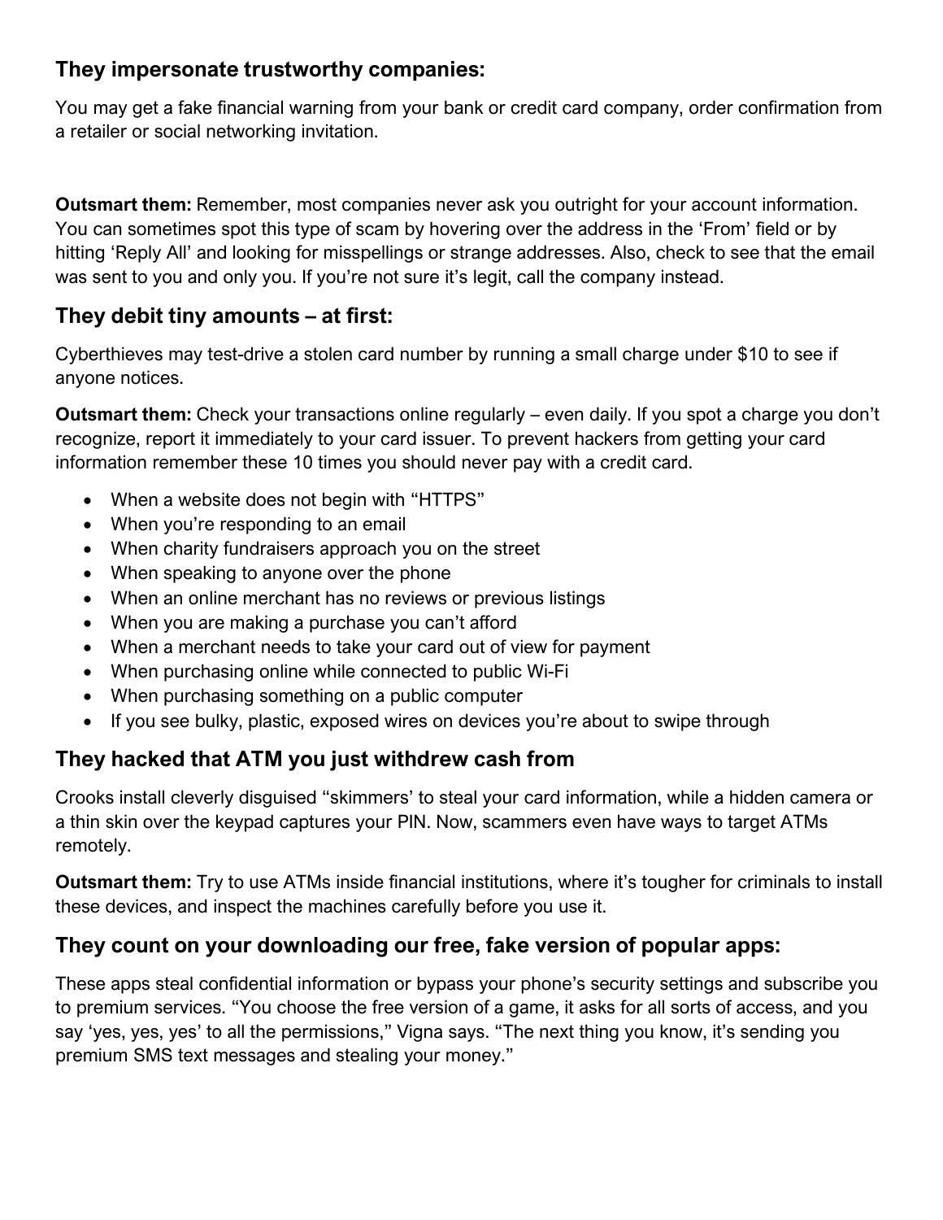## They impersonate trustworthy companies:

You may get a fake financial warning from your bank or credit card company, order confirmation from a retailer or social networking invitation.

**Outsmart them:** Remember, most companies never ask you outright for your account information. You can sometimes spot this type of scam by hovering over the address in the 'From' field or by hitting 'Reply All' and looking for misspellings or strange addresses. Also, check to see that the email was sent to you and only you. If you're not sure it's legit, call the company instead.

## They debit tiny amounts – at first:

Cyberthieves may test-drive a stolen card number by running a small charge under $10 to see if anyone notices.

**Outsmart them:** Check your transactions online regularly – even daily. If you spot a charge you don't recognize, report it immediately to your card issuer. To prevent hackers from getting your card information remember these 10 times you should never pay with a credit card.

- When a website does not begin with "HTTPS"
- When you're responding to an email
- When charity fundraisers approach you on the street
- When speaking to anyone over the phone
- When an online merchant has no reviews or previous listings
- When you are making a purchase you can't afford
- When a merchant needs to take your card out of view for payment
- When purchasing online while connected to public Wi-Fi
- When purchasing something on a public computer
- If you see bulky, plastic, exposed wires on devices you're about to swipe through

## They hacked that ATM you just withdrew cash from

Crooks install cleverly disguised "skimmers' to steal your card information, while a hidden camera or a thin skin over the keypad captures your PIN. Now, scammers even have ways to target ATMs remotely.

**Outsmart them:** Try to use ATMs inside financial institutions, where it's tougher for criminals to install these devices, and inspect the machines carefully before you use it.

## They count on your downloading our free, fake version of popular apps:

These apps steal confidential information or bypass your phone's security settings and subscribe you to premium services. "You choose the free version of a game, it asks for all sorts of access, and you say 'yes, yes, yes' to all the permissions," Vigna says. "The next thing you know, it's sending you premium SMS text messages and stealing your money."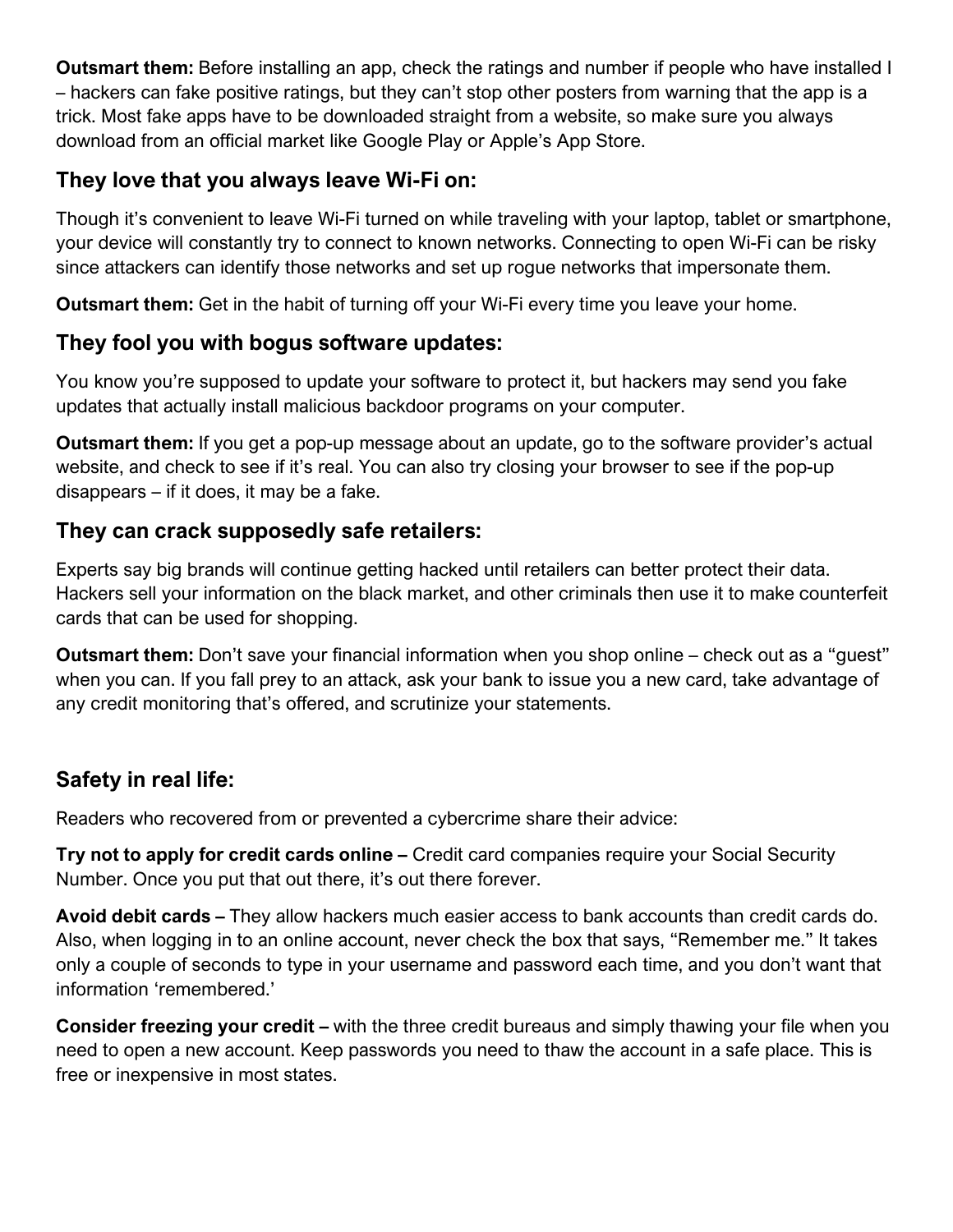**Outsmart them:** Before installing an app, check the ratings and number if people who have installed I – hackers can fake positive ratings, but they can't stop other posters from warning that the app is a trick. Most fake apps have to be downloaded straight from a website, so make sure you always download from an official market like Google Play or Apple's App Store.

## They love that you always leave Wi-Fi on:

Though it's convenient to leave Wi-Fi turned on while traveling with your laptop, tablet or smartphone, your device will constantly try to connect to known networks. Connecting to open Wi-Fi can be risky since attackers can identify those networks and set up rogue networks that impersonate them.

**Outsmart them:** Get in the habit of turning off your Wi-Fi every time you leave your home.

## They fool you with bogus software updates:

You know you're supposed to update your software to protect it, but hackers may send you fake updates that actually install malicious backdoor programs on your computer.

**Outsmart them:** If you get a pop-up message about an update, go to the software provider's actual website, and check to see if it's real. You can also try closing your browser to see if the pop-up disappears – if it does, it may be a fake.

## They can crack supposedly safe retailers:

Experts say big brands will continue getting hacked until retailers can better protect their data. Hackers sell your information on the black market, and other criminals then use it to make counterfeit cards that can be used for shopping.

**Outsmart them:** Don't save your financial information when you shop online – check out as a "guest" when you can. If you fall prey to an attack, ask your bank to issue you a new card, take advantage of any credit monitoring that's offered, and scrutinize your statements.

## Safety in real life:

Readers who recovered from or prevented a cybercrime share their advice:

**Try not to apply for credit cards online –** Credit card companies require your Social Security Number. Once you put that out there, it's out there forever.

**Avoid debit cards –** They allow hackers much easier access to bank accounts than credit cards do. Also, when logging in to an online account, never check the box that says, "Remember me." It takes only a couple of seconds to type in your username and password each time, and you don't want that information 'remembered.'

**Consider freezing your credit –** with the three credit bureaus and simply thawing your file when you need to open a new account. Keep passwords you need to thaw the account in a safe place. This is free or inexpensive in most states.